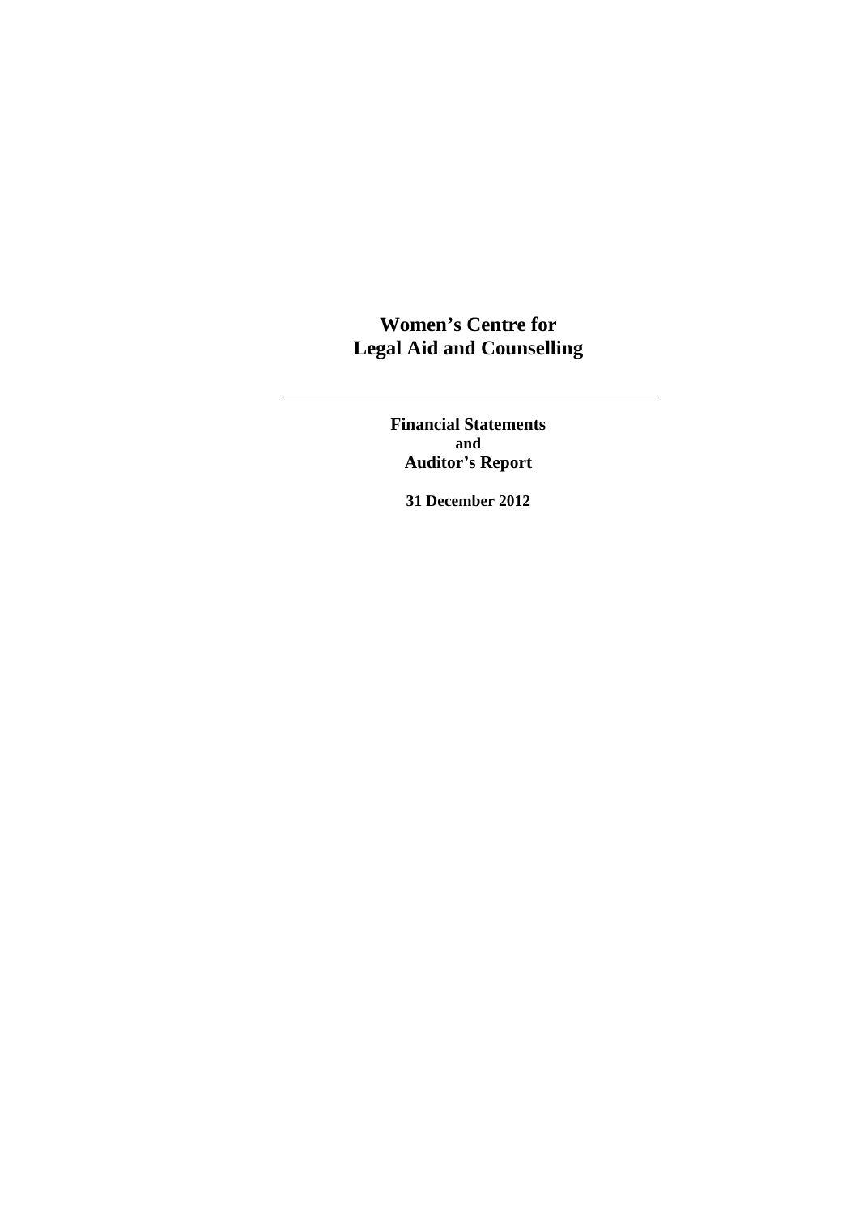# Women's Centre for Legal Aid and Counselling

---

**Financial Statements**
**and**
**Auditor's Report**

**31 December 2012**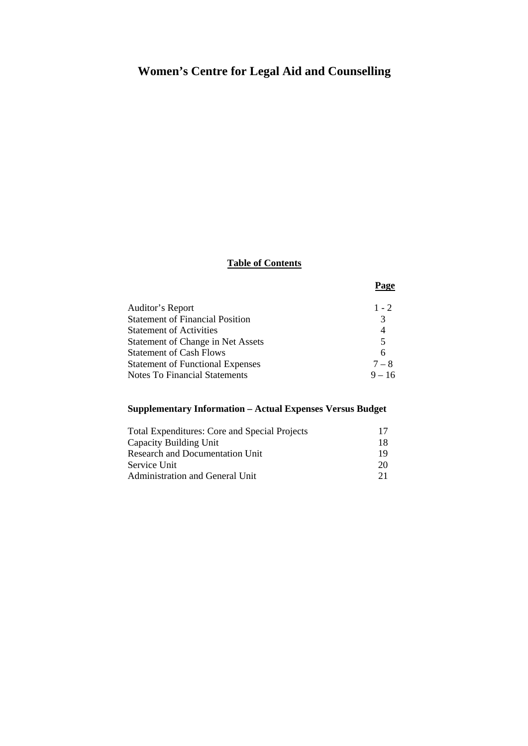# Women's Centre for Legal Aid and Counselling

## Table of Contents

| | Page |
|---|---|
| Auditor's Report | 1 - 2 |
| Statement of Financial Position | 3 |
| Statement of Activities | 4 |
| Statement of Change in Net Assets | 5 |
| Statement of Cash Flows | 6 |
| Statement of Functional Expenses | 7 – 8 |
| Notes To Financial Statements | 9 – 16 |

### Supplementary Information – Actual Expenses Versus Budget

| | |
|---|---|
| Total Expenditures: Core and Special Projects | 17 |
| Capacity Building Unit | 18 |
| Research and Documentation Unit | 19 |
| Service Unit | 20 |
| Administration and General Unit | 21 |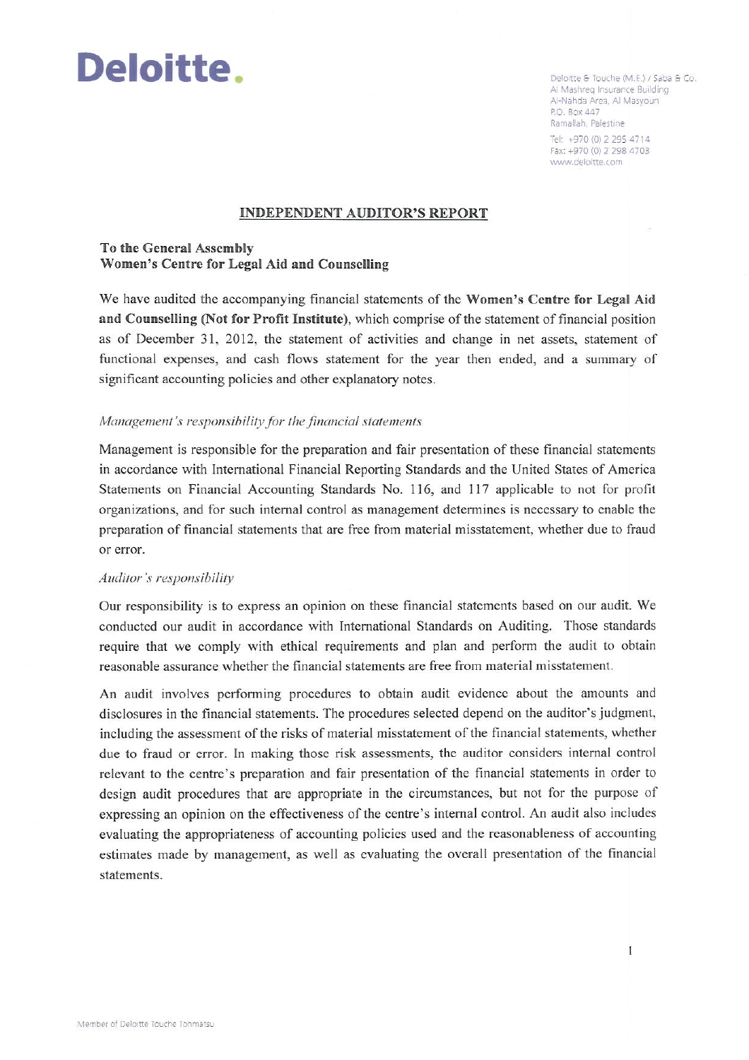Deloitte.

Deloitte & Touche (M.E.) / Saba & Co.
Al Mashreq Insurance Building
Al-Nahda Area, Al Masyoun
P.O. Box 447
Ramallah, Palestine

Tel: +970 (0) 2 295 4714
Fax: +970 (0) 2 298 4703
www.deloitte.com

## INDEPENDENT AUDITOR'S REPORT

**To the General Assembly**
**Women's Centre for Legal Aid and Counselling**

We have audited the accompanying financial statements of the **Women's Centre for Legal Aid and Counselling (Not for Profit Institute)**, which comprise of the statement of financial position as of December 31, 2012, the statement of activities and change in net assets, statement of functional expenses, and cash flows statement for the year then ended, and a summary of significant accounting policies and other explanatory notes.

*Management's responsibility for the financial statements*

Management is responsible for the preparation and fair presentation of these financial statements in accordance with International Financial Reporting Standards and the United States of America Statements on Financial Accounting Standards No. 116, and 117 applicable to not for profit organizations, and for such internal control as management determines is necessary to enable the preparation of financial statements that are free from material misstatement, whether due to fraud or error.

*Auditor's responsibility*

Our responsibility is to express an opinion on these financial statements based on our audit. We conducted our audit in accordance with International Standards on Auditing. Those standards require that we comply with ethical requirements and plan and perform the audit to obtain reasonable assurance whether the financial statements are free from material misstatement.

An audit involves performing procedures to obtain audit evidence about the amounts and disclosures in the financial statements. The procedures selected depend on the auditor's judgment, including the assessment of the risks of material misstatement of the financial statements, whether due to fraud or error. In making those risk assessments, the auditor considers internal control relevant to the centre's preparation and fair presentation of the financial statements in order to design audit procedures that are appropriate in the circumstances, but not for the purpose of expressing an opinion on the effectiveness of the centre's internal control. An audit also includes evaluating the appropriateness of accounting policies used and the reasonableness of accounting estimates made by management, as well as evaluating the overall presentation of the financial statements.

Member of Deloitte Touche Tohmatsu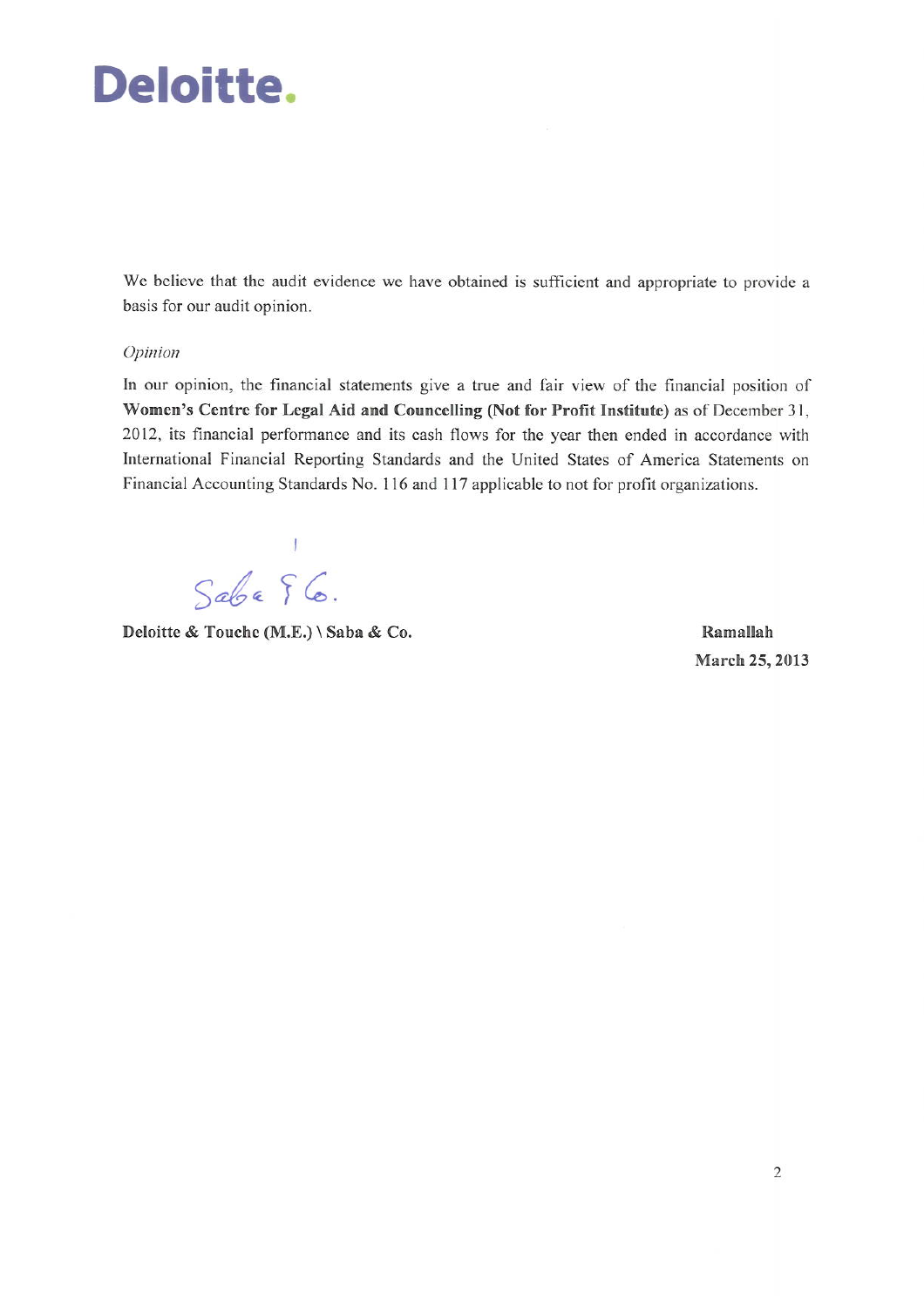Deloitte.

We believe that the audit evidence we have obtained is sufficient and appropriate to provide a basis for our audit opinion.

*Opinion*

In our opinion, the financial statements give a true and fair view of the financial position of **Women's Centre for Legal Aid and Councelling (Not for Profit Institute)** as of December 31, 2012, its financial performance and its cash flows for the year then ended in accordance with International Financial Reporting Standards and the United States of America Statements on Financial Accounting Standards No. 116 and 117 applicable to not for profit organizations.

Saba & Co.

**Deloitte & Touche (M.E.) \ Saba & Co.**

**Ramallah**
**March 25, 2013**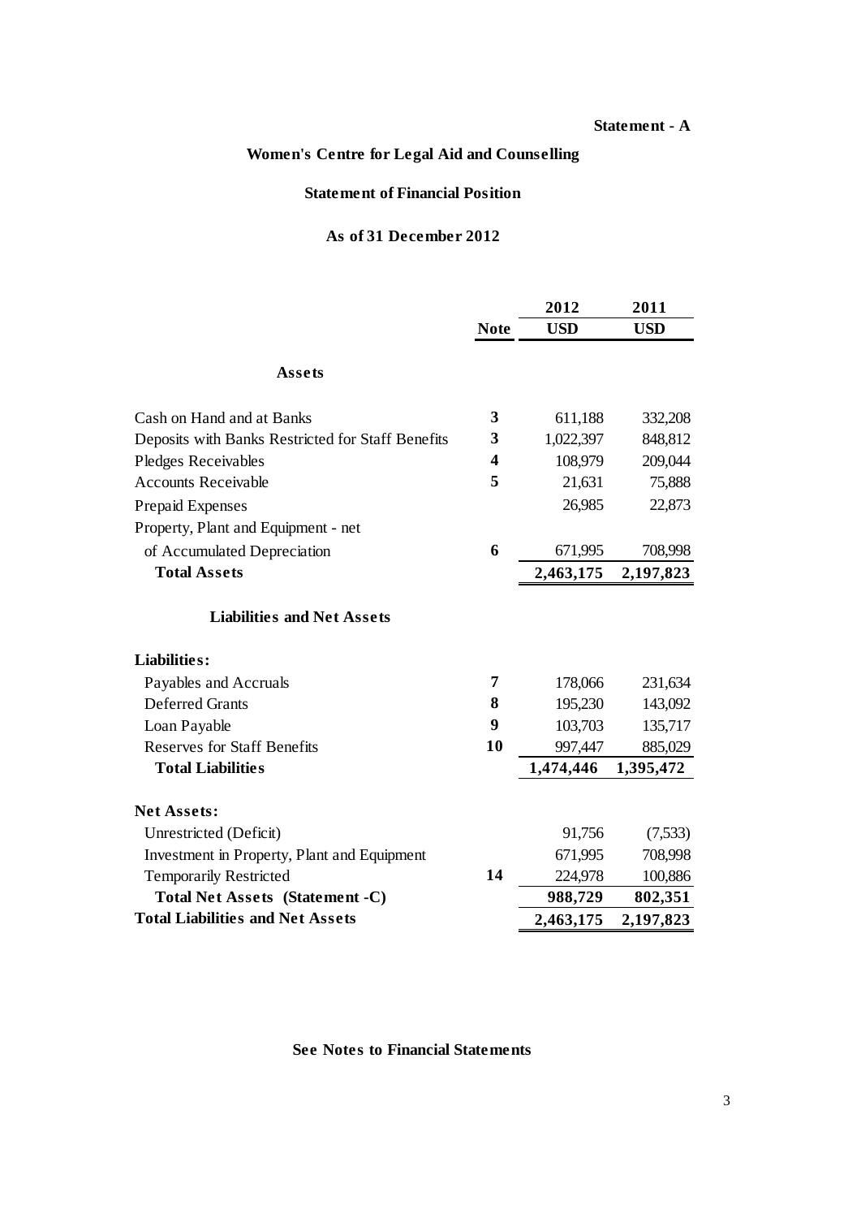**Statement - A**

# Women's Centre for Legal Aid and Counselling

## Statement of Financial Position

### As of 31 December 2012

| | Note | 2012 USD | 2011 USD |
|---|---|---|---|
| **Assets** | | | |
| Cash on Hand and at Banks | 3 | 611,188 | 332,208 |
| Deposits with Banks Restricted for Staff Benefits | 3 | 1,022,397 | 848,812 |
| Pledges Receivables | 4 | 108,979 | 209,044 |
| Accounts Receivable | 5 | 21,631 | 75,888 |
| Prepaid Expenses | | 26,985 | 22,873 |
| Property, Plant and Equipment - net of Accumulated Depreciation | 6 | 671,995 | 708,998 |
| **Total Assets** | | **2,463,175** | **2,197,823** |
| **Liabilities and Net Assets** | | | |
| **Liabilities:** | | | |
| Payables and Accruals | 7 | 178,066 | 231,634 |
| Deferred Grants | 8 | 195,230 | 143,092 |
| Loan Payable | 9 | 103,703 | 135,717 |
| Reserves for Staff Benefits | 10 | 997,447 | 885,029 |
| **Total Liabilities** | | **1,474,446** | **1,395,472** |
| **Net Assets:** | | | |
| Unrestricted (Deficit) | | 91,756 | (7,533) |
| Investment in Property, Plant and Equipment | | 671,995 | 708,998 |
| Temporarily Restricted | 14 | 224,978 | 100,886 |
| **Total Net Assets (Statement -C)** | | **988,729** | **802,351** |
| **Total Liabilities and Net Assets** | | **2,463,175** | **2,197,823** |

**See Notes to Financial Statements**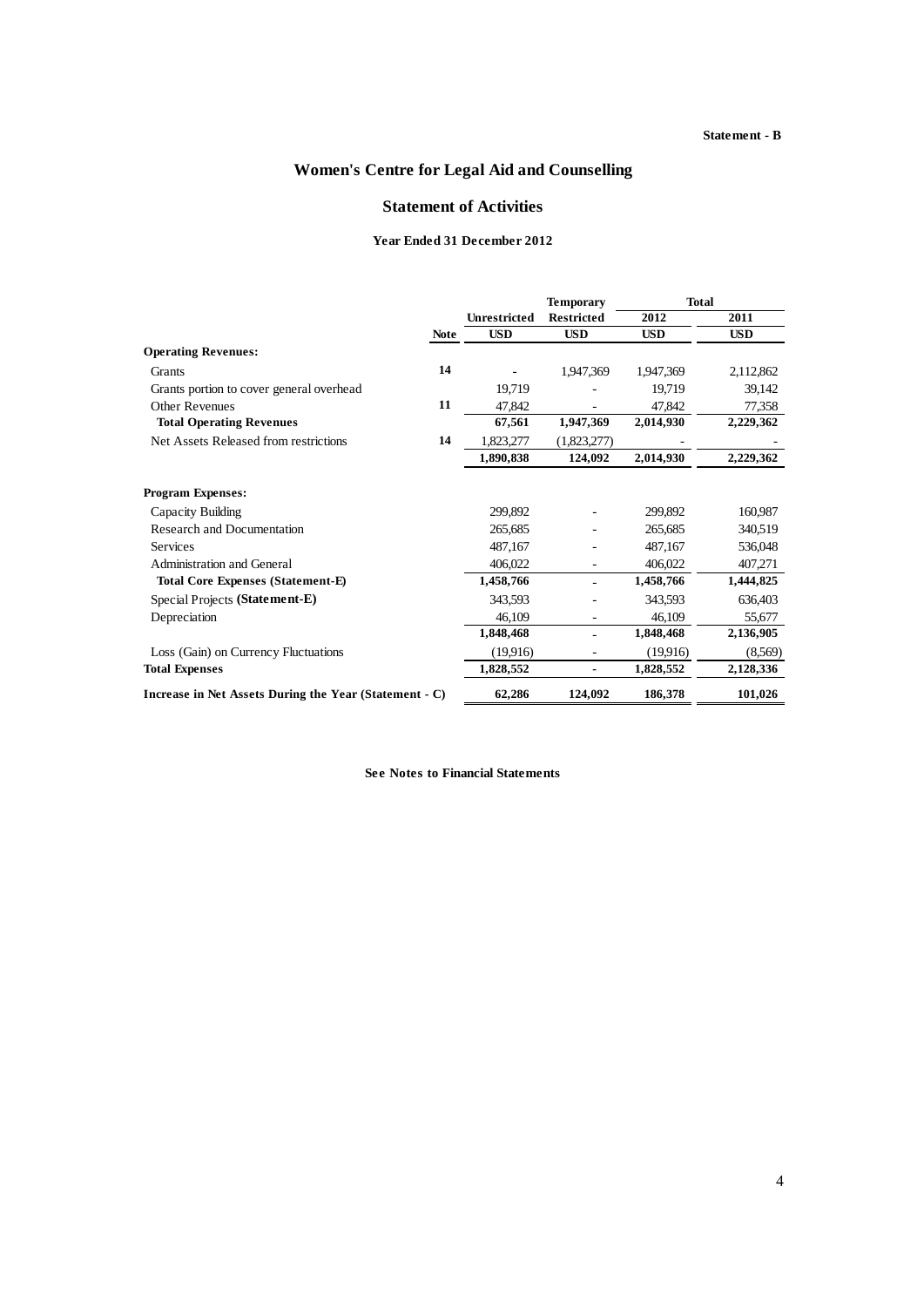Statement - B

# Women's Centre for Legal Aid and Counselling

## Statement of Activities

### Year Ended 31 December 2012

| | | | Temporary | Total | |
|---|---|---|---|---|---|
| | | Unrestricted | Restricted | 2012 | 2011 |
| | Note | USD | USD | USD | USD |
| **Operating Revenues:** | | | | | |
| Grants | 14 | - | 1,947,369 | 1,947,369 | 2,112,862 |
| Grants portion to cover general overhead | | 19,719 | - | 19,719 | 39,142 |
| Other Revenues | 11 | 47,842 | - | 47,842 | 77,358 |
| **Total Operating Revenues** | | **67,561** | **1,947,369** | **2,014,930** | **2,229,362** |
| Net Assets Released from restrictions | 14 | 1,823,277 | (1,823,277) | - | - |
| | | **1,890,838** | **124,092** | **2,014,930** | **2,229,362** |
| **Program Expenses:** | | | | | |
| Capacity Building | | 299,892 | - | 299,892 | 160,987 |
| Research and Documentation | | 265,685 | - | 265,685 | 340,519 |
| Services | | 487,167 | - | 487,167 | 536,048 |
| Administration and General | | 406,022 | - | 406,022 | 407,271 |
| **Total Core Expenses (Statement-E)** | | **1,458,766** | **-** | **1,458,766** | **1,444,825** |
| Special Projects **(Statement-E)** | | 343,593 | - | 343,593 | 636,403 |
| Depreciation | | 46,109 | - | 46,109 | 55,677 |
| | | **1,848,468** | **-** | **1,848,468** | **2,136,905** |
| Loss (Gain) on Currency Fluctuations | | (19,916) | - | (19,916) | (8,569) |
| **Total Expenses** | | **1,828,552** | **-** | **1,828,552** | **2,128,336** |
| **Increase in Net Assets During the Year (Statement - C)** | | **62,286** | **124,092** | **186,378** | **101,026** |

**See Notes to Financial Statements**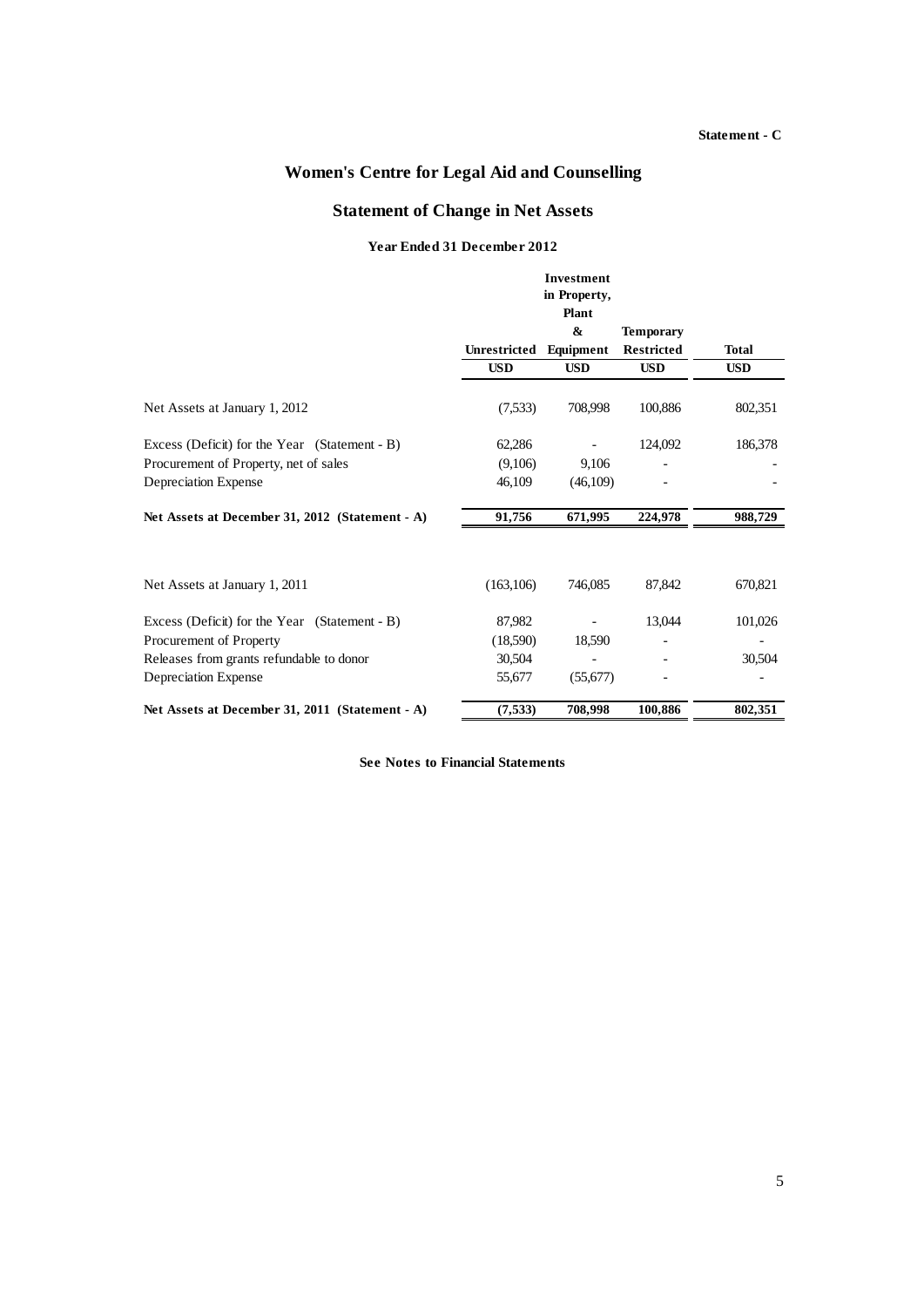Statement - C

# Women's Centre for Legal Aid and Counselling

## Statement of Change in Net Assets

### Year Ended 31 December 2012

| | Unrestricted | Investment in Property, Plant & Equipment | Temporary Restricted | Total |
|---|---|---|---|---|
| | USD | USD | USD | USD |
| Net Assets at January 1, 2012 | (7,533) | 708,998 | 100,886 | 802,351 |
| Excess (Deficit) for the Year (Statement - B) | 62,286 | - | 124,092 | 186,378 |
| Procurement of Property, net of sales | (9,106) | 9,106 | - | - |
| Depreciation Expense | 46,109 | (46,109) | - | - |
| **Net Assets at December 31, 2012 (Statement - A)** | **91,756** | **671,995** | **224,978** | **988,729** |
| | | | | |
| Net Assets at January 1, 2011 | (163,106) | 746,085 | 87,842 | 670,821 |
| Excess (Deficit) for the Year (Statement - B) | 87,982 | - | 13,044 | 101,026 |
| Procurement of Property | (18,590) | 18,590 | - | - |
| Releases from grants refundable to donor | 30,504 | - | - | 30,504 |
| Depreciation Expense | 55,677 | (55,677) | - | - |
| **Net Assets at December 31, 2011 (Statement - A)** | **(7,533)** | **708,998** | **100,886** | **802,351** |

**See Notes to Financial Statements**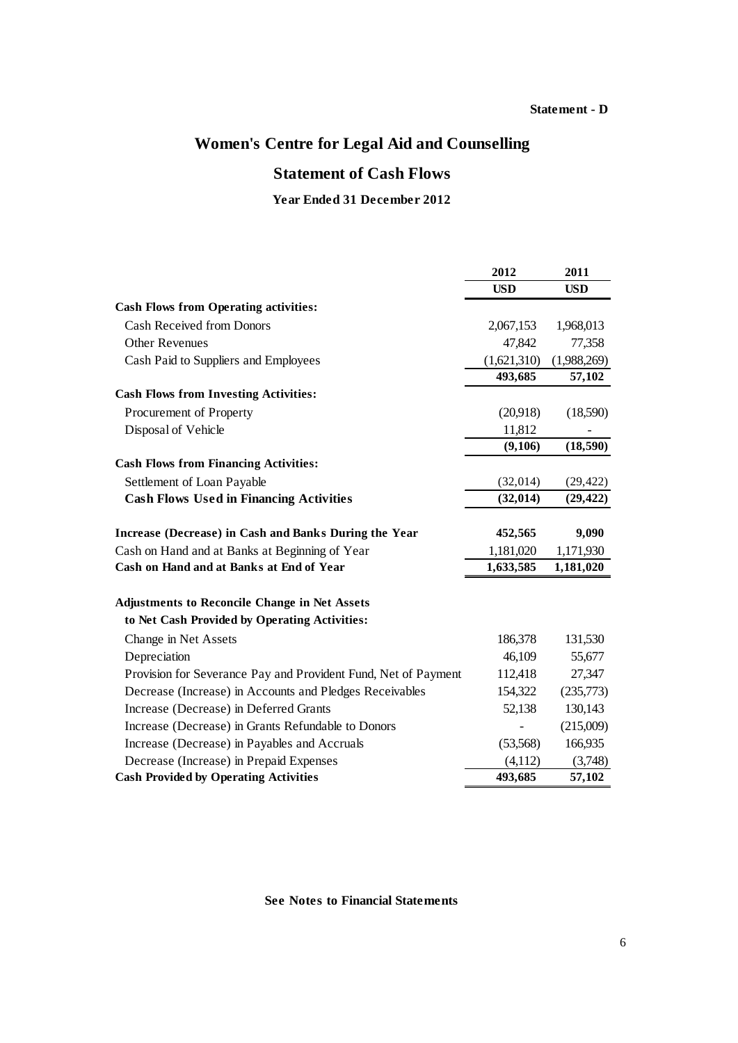**Statement - D**

# Women's Centre for Legal Aid and Counselling

## Statement of Cash Flows

### Year Ended 31 December 2012

| | 2012 | 2011 |
|---|---|---|
| | USD | USD |
| **Cash Flows from Operating activities:** | | |
| Cash Received from Donors | 2,067,153 | 1,968,013 |
| Other Revenues | 47,842 | 77,358 |
| Cash Paid to Suppliers and Employees | (1,621,310) | (1,988,269) |
| | **493,685** | **57,102** |
| **Cash Flows from Investing Activities:** | | |
| Procurement of Property | (20,918) | (18,590) |
| Disposal of Vehicle | 11,812 | - |
| | **(9,106)** | **(18,590)** |
| **Cash Flows from Financing Activities:** | | |
| Settlement of Loan Payable | (32,014) | (29,422) |
| **Cash Flows Used in Financing Activities** | **(32,014)** | **(29,422)** |
| **Increase (Decrease) in Cash and Banks During the Year** | **452,565** | **9,090** |
| Cash on Hand and at Banks at Beginning of Year | 1,181,020 | 1,171,930 |
| **Cash on Hand and at Banks at End of Year** | **1,633,585** | **1,181,020** |
| **Adjustments to Reconcile Change in Net Assets to Net Cash Provided by Operating Activities:** | | |
| Change in Net Assets | 186,378 | 131,530 |
| Depreciation | 46,109 | 55,677 |
| Provision for Severance Pay and Provident Fund, Net of Payment | 112,418 | 27,347 |
| Decrease (Increase) in Accounts and Pledges Receivables | 154,322 | (235,773) |
| Increase (Decrease) in Deferred Grants | 52,138 | 130,143 |
| Increase (Decrease) in Grants Refundable to Donors | - | (215,009) |
| Increase (Decrease) in Payables and Accruals | (53,568) | 166,935 |
| Decrease (Increase) in Prepaid Expenses | (4,112) | (3,748) |
| **Cash Provided by Operating Activities** | **493,685** | **57,102** |

**See Notes to Financial Statements**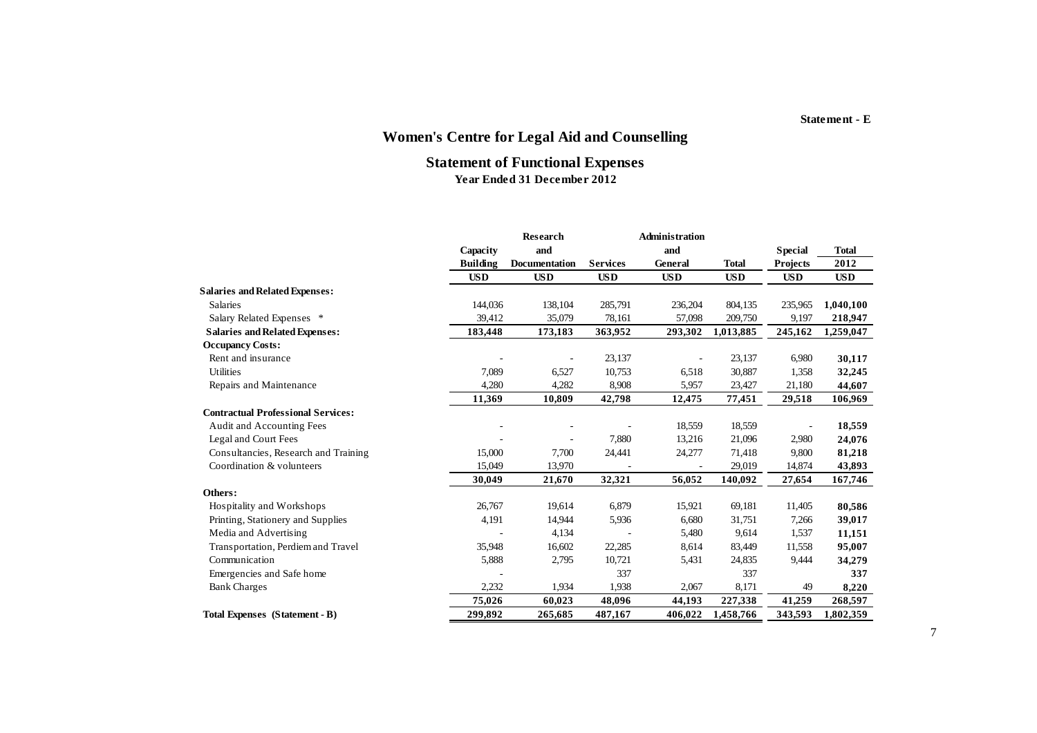Statement - E

# Women's Centre for Legal Aid and Counselling

## Statement of Functional Expenses

### Year Ended 31 December 2012

| | Capacity Building | Research and Documentation | Services | Administration and General | Total | Special Projects | Total 2012 |
|---|---|---|---|---|---|---|---|
| | USD | USD | USD | USD | USD | USD | USD |
| **Salaries and Related Expenses:** | | | | | | | |
| Salaries | 144,036 | 138,104 | 285,791 | 236,204 | 804,135 | 235,965 | **1,040,100** |
| Salary Related Expenses * | 39,412 | 35,079 | 78,161 | 57,098 | 209,750 | 9,197 | **218,947** |
| **Salaries and Related Expenses:** | **183,448** | **173,183** | **363,952** | **293,302** | **1,013,885** | **245,162** | **1,259,047** |
| **Occupancy Costs:** | | | | | | | |
| Rent and insurance | - | - | 23,137 | - | 23,137 | 6,980 | **30,117** |
| Utilities | 7,089 | 6,527 | 10,753 | 6,518 | 30,887 | 1,358 | **32,245** |
| Repairs and Maintenance | 4,280 | 4,282 | 8,908 | 5,957 | 23,427 | 21,180 | **44,607** |
| | **11,369** | **10,809** | **42,798** | **12,475** | **77,451** | **29,518** | **106,969** |
| **Contractual Professional Services:** | | | | | | | |
| Audit and Accounting Fees | - | - | - | 18,559 | 18,559 | - | **18,559** |
| Legal and Court Fees | - | - | 7,880 | 13,216 | 21,096 | 2,980 | **24,076** |
| Consultancies, Research and Training | 15,000 | 7,700 | 24,441 | 24,277 | 71,418 | 9,800 | **81,218** |
| Coordination & volunteers | 15,049 | 13,970 | - | - | 29,019 | 14,874 | **43,893** |
| | **30,049** | **21,670** | **32,321** | **56,052** | **140,092** | **27,654** | **167,746** |
| **Others:** | | | | | | | |
| Hospitality and Workshops | 26,767 | 19,614 | 6,879 | 15,921 | 69,181 | 11,405 | **80,586** |
| Printing, Stationery and Supplies | 4,191 | 14,944 | 5,936 | 6,680 | 31,751 | 7,266 | **39,017** |
| Media and Advertising | - | 4,134 | - | 5,480 | 9,614 | 1,537 | **11,151** |
| Transportation, Perdiem and Travel | 35,948 | 16,602 | 22,285 | 8,614 | 83,449 | 11,558 | **95,007** |
| Communication | 5,888 | 2,795 | 10,721 | 5,431 | 24,835 | 9,444 | **34,279** |
| Emergencies and Safe home | - | | 337 | | 337 | | **337** |
| Bank Charges | 2,232 | 1,934 | 1,938 | 2,067 | 8,171 | 49 | **8,220** |
| | **75,026** | **60,023** | **48,096** | **44,193** | **227,338** | **41,259** | **268,597** |
| **Total Expenses (Statement - B)** | **299,892** | **265,685** | **487,167** | **406,022** | **1,458,766** | **343,593** | **1,802,359** |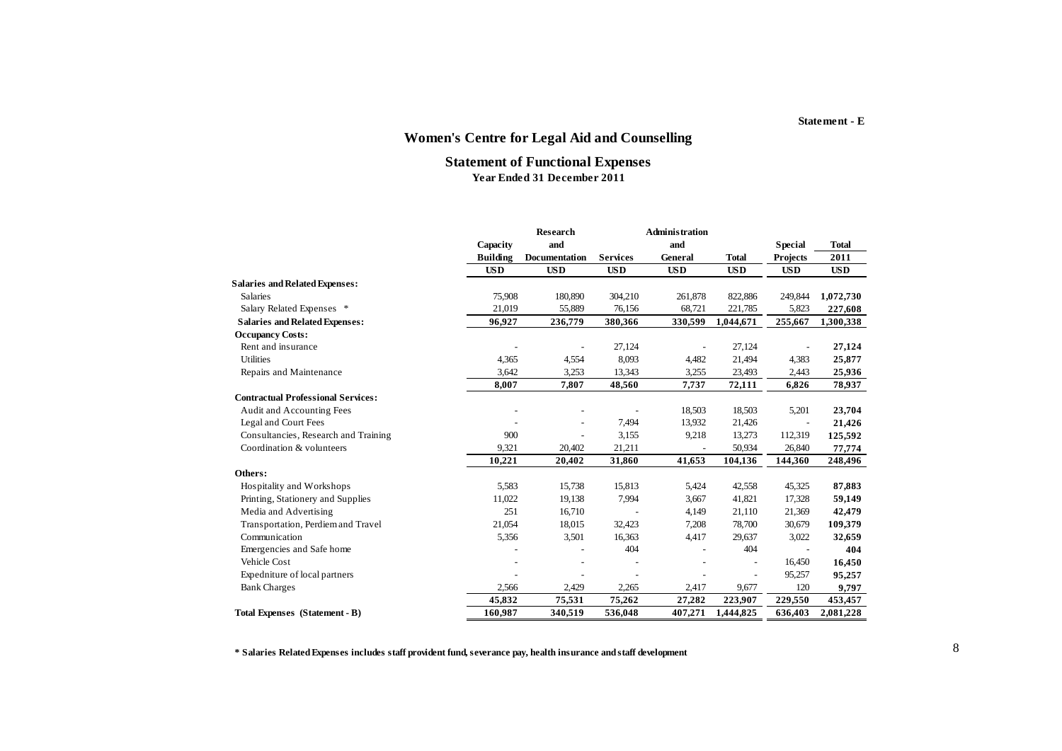Statement - E

# Women's Centre for Legal Aid and Counselling

## Statement of Functional Expenses

**Year Ended 31 December 2011**

| | Capacity Building | Research and Documentation | Services | Administration and General | Total | Special Projects | Total 2011 |
|---|---|---|---|---|---|---|---|
| | USD | USD | USD | USD | USD | USD | USD |
| **Salaries and Related Expenses:** | | | | | | | |
| Salaries | 75,908 | 180,890 | 304,210 | 261,878 | 822,886 | 249,844 | **1,072,730** |
| Salary Related Expenses * | 21,019 | 55,889 | 76,156 | 68,721 | 221,785 | 5,823 | **227,608** |
| **Salaries and Related Expenses:** | **96,927** | **236,779** | **380,366** | **330,599** | **1,044,671** | **255,667** | **1,300,338** |
| **Occupancy Costs:** | | | | | | | |
| Rent and insurance | - | - | 27,124 | - | 27,124 | - | **27,124** |
| Utilities | 4,365 | 4,554 | 8,093 | 4,482 | 21,494 | 4,383 | **25,877** |
| Repairs and Maintenance | 3,642 | 3,253 | 13,343 | 3,255 | 23,493 | 2,443 | **25,936** |
| | **8,007** | **7,807** | **48,560** | **7,737** | **72,111** | **6,826** | **78,937** |
| **Contractual Professional Services:** | | | | | | | |
| Audit and Accounting Fees | - | - | - | 18,503 | 18,503 | 5,201 | **23,704** |
| Legal and Court Fees | - | - | 7,494 | 13,932 | 21,426 | - | **21,426** |
| Consultancies, Research and Training | 900 | - | 3,155 | 9,218 | 13,273 | 112,319 | **125,592** |
| Coordination & volunteers | 9,321 | 20,402 | 21,211 | - | 50,934 | 26,840 | **77,774** |
| | **10,221** | **20,402** | **31,860** | **41,653** | **104,136** | **144,360** | **248,496** |
| **Others:** | | | | | | | |
| Hospitality and Workshops | 5,583 | 15,738 | 15,813 | 5,424 | 42,558 | 45,325 | **87,883** |
| Printing, Stationery and Supplies | 11,022 | 19,138 | 7,994 | 3,667 | 41,821 | 17,328 | **59,149** |
| Media and Advertising | 251 | 16,710 | - | 4,149 | 21,110 | 21,369 | **42,479** |
| Transportation, Perdiem and Travel | 21,054 | 18,015 | 32,423 | 7,208 | 78,700 | 30,679 | **109,379** |
| Communication | 5,356 | 3,501 | 16,363 | 4,417 | 29,637 | 3,022 | **32,659** |
| Emergencies and Safe home | - | - | 404 | - | 404 | - | **404** |
| Vehicle Cost | - | - | - | - | - | 16,450 | **16,450** |
| Expedniture of local partners | - | - | - | - | - | 95,257 | **95,257** |
| Bank Charges | 2,566 | 2,429 | 2,265 | 2,417 | 9,677 | 120 | **9,797** |
| | **45,832** | **75,531** | **75,262** | **27,282** | **223,907** | **229,550** | **453,457** |
| **Total Expenses (Statement - B)** | **160,987** | **340,519** | **536,048** | **407,271** | **1,444,825** | **636,403** | **2,081,228** |

**\* Salaries Related Expenses includes staff provident fund, severance pay, health insurance and staff development**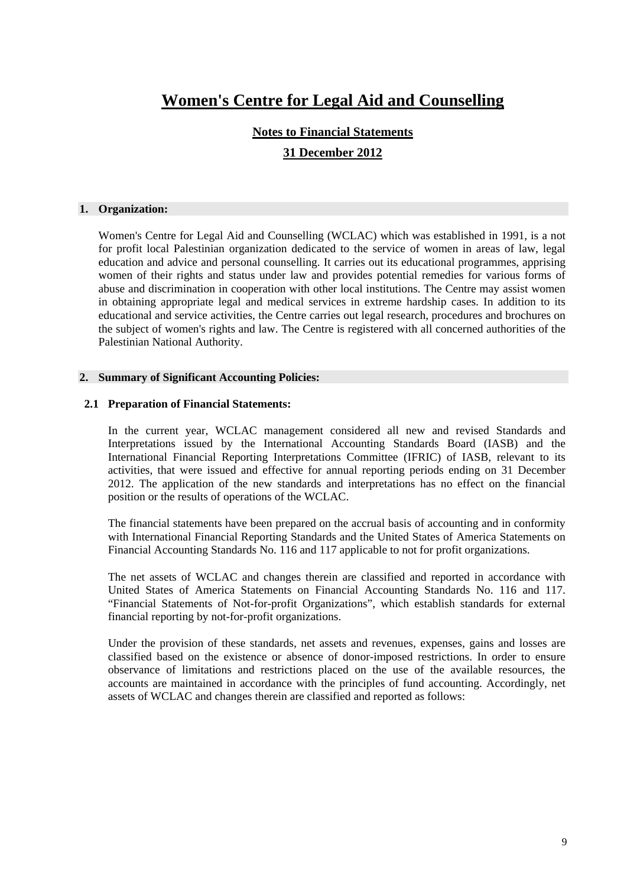# Women's Centre for Legal Aid and Counselling

## Notes to Financial Statements

## 31 December 2012

### 1. Organization:

Women's Centre for Legal Aid and Counselling (WCLAC) which was established in 1991, is a not for profit local Palestinian organization dedicated to the service of women in areas of law, legal education and advice and personal counselling. It carries out its educational programmes, apprising women of their rights and status under law and provides potential remedies for various forms of abuse and discrimination in cooperation with other local institutions. The Centre may assist women in obtaining appropriate legal and medical services in extreme hardship cases. In addition to its educational and service activities, the Centre carries out legal research, procedures and brochures on the subject of women's rights and law. The Centre is registered with all concerned authorities of the Palestinian National Authority.

### 2. Summary of Significant Accounting Policies:

#### 2.1 Preparation of Financial Statements:

In the current year, WCLAC management considered all new and revised Standards and Interpretations issued by the International Accounting Standards Board (IASB) and the International Financial Reporting Interpretations Committee (IFRIC) of IASB, relevant to its activities, that were issued and effective for annual reporting periods ending on 31 December 2012. The application of the new standards and interpretations has no effect on the financial position or the results of operations of the WCLAC.

The financial statements have been prepared on the accrual basis of accounting and in conformity with International Financial Reporting Standards and the United States of America Statements on Financial Accounting Standards No. 116 and 117 applicable to not for profit organizations.

The net assets of WCLAC and changes therein are classified and reported in accordance with United States of America Statements on Financial Accounting Standards No. 116 and 117. "Financial Statements of Not-for-profit Organizations", which establish standards for external financial reporting by not-for-profit organizations.

Under the provision of these standards, net assets and revenues, expenses, gains and losses are classified based on the existence or absence of donor-imposed restrictions. In order to ensure observance of limitations and restrictions placed on the use of the available resources, the accounts are maintained in accordance with the principles of fund accounting. Accordingly, net assets of WCLAC and changes therein are classified and reported as follows: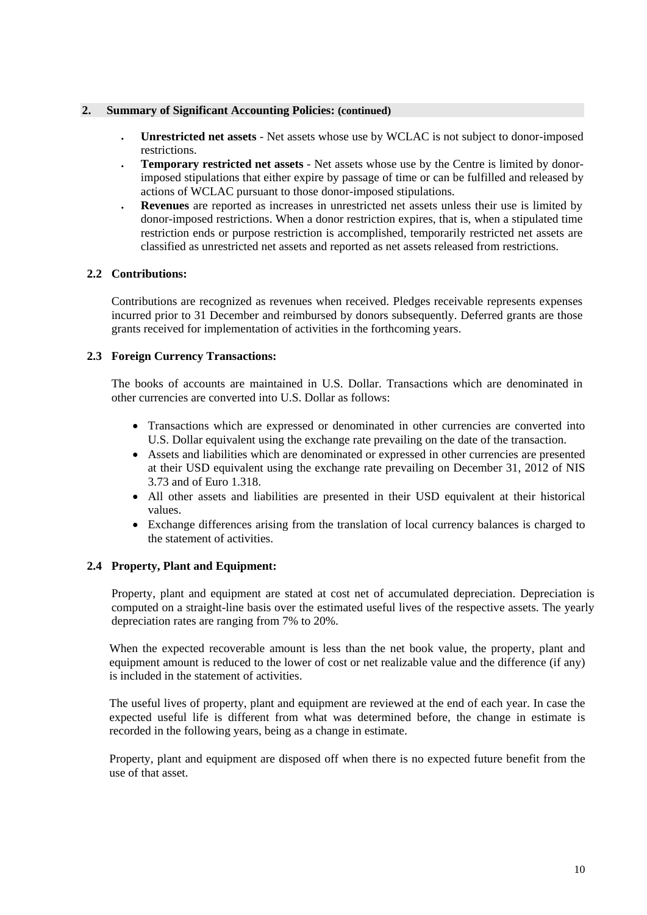## 2. Summary of Significant Accounting Policies: (continued)

- **Unrestricted net assets** - Net assets whose use by WCLAC is not subject to donor-imposed restrictions.
- **Temporary restricted net assets** - Net assets whose use by the Centre is limited by donor-imposed stipulations that either expire by passage of time or can be fulfilled and released by actions of WCLAC pursuant to those donor-imposed stipulations.
- **Revenues** are reported as increases in unrestricted net assets unless their use is limited by donor-imposed restrictions. When a donor restriction expires, that is, when a stipulated time restriction ends or purpose restriction is accomplished, temporarily restricted net assets are classified as unrestricted net assets and reported as net assets released from restrictions.

### 2.2 Contributions:

Contributions are recognized as revenues when received. Pledges receivable represents expenses incurred prior to 31 December and reimbursed by donors subsequently. Deferred grants are those grants received for implementation of activities in the forthcoming years.

### 2.3 Foreign Currency Transactions:

The books of accounts are maintained in U.S. Dollar. Transactions which are denominated in other currencies are converted into U.S. Dollar as follows:

- Transactions which are expressed or denominated in other currencies are converted into U.S. Dollar equivalent using the exchange rate prevailing on the date of the transaction.
- Assets and liabilities which are denominated or expressed in other currencies are presented at their USD equivalent using the exchange rate prevailing on December 31, 2012 of NIS 3.73 and of Euro 1.318.
- All other assets and liabilities are presented in their USD equivalent at their historical values.
- Exchange differences arising from the translation of local currency balances is charged to the statement of activities.

### 2.4 Property, Plant and Equipment:

Property, plant and equipment are stated at cost net of accumulated depreciation. Depreciation is computed on a straight-line basis over the estimated useful lives of the respective assets. The yearly depreciation rates are ranging from 7% to 20%.

When the expected recoverable amount is less than the net book value, the property, plant and equipment amount is reduced to the lower of cost or net realizable value and the difference (if any) is included in the statement of activities.

The useful lives of property, plant and equipment are reviewed at the end of each year. In case the expected useful life is different from what was determined before, the change in estimate is recorded in the following years, being as a change in estimate.

Property, plant and equipment are disposed off when there is no expected future benefit from the use of that asset.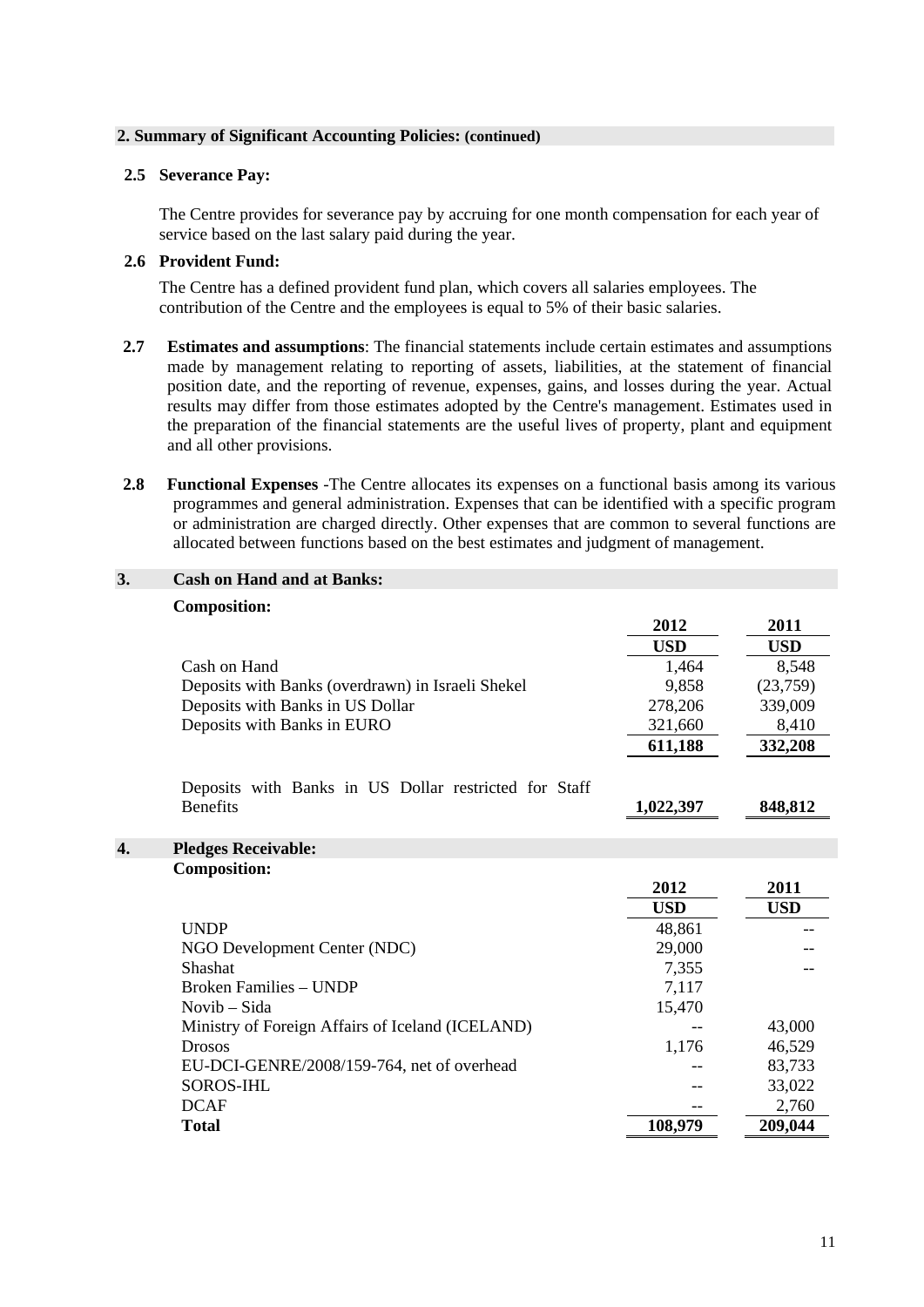## 2. Summary of Significant Accounting Policies: (continued)

### 2.5 Severance Pay:

The Centre provides for severance pay by accruing for one month compensation for each year of service based on the last salary paid during the year.

### 2.6 Provident Fund:

The Centre has a defined provident fund plan, which covers all salaries employees. The contribution of the Centre and the employees is equal to 5% of their basic salaries.

**2.7 Estimates and assumptions**: The financial statements include certain estimates and assumptions made by management relating to reporting of assets, liabilities, at the statement of financial position date, and the reporting of revenue, expenses, gains, and losses during the year. Actual results may differ from those estimates adopted by the Centre's management. Estimates used in the preparation of the financial statements are the useful lives of property, plant and equipment and all other provisions.

**2.8 Functional Expenses** -The Centre allocates its expenses on a functional basis among its various programmes and general administration. Expenses that can be identified with a specific program or administration are charged directly. Other expenses that are common to several functions are allocated between functions based on the best estimates and judgment of management.

## 3. Cash on Hand and at Banks:

**Composition:**

| | 2012 | 2011 |
|---|---|---|
| | USD | USD |
| Cash on Hand | 1,464 | 8,548 |
| Deposits with Banks (overdrawn) in Israeli Shekel | 9,858 | (23,759) |
| Deposits with Banks in US Dollar | 278,206 | 339,009 |
| Deposits with Banks in EURO | 321,660 | 8,410 |
| | **611,188** | **332,208** |
| Deposits with Banks in US Dollar restricted for Staff Benefits | **1,022,397** | **848,812** |

## 4. Pledges Receivable:

**Composition:**

| | 2012 | 2011 |
|---|---|---|
| | USD | USD |
| UNDP | 48,861 | -- |
| NGO Development Center (NDC) | 29,000 | -- |
| Shashat | 7,355 | -- |
| Broken Families – UNDP | 7,117 | |
| Novib – Sida | 15,470 | |
| Ministry of Foreign Affairs of Iceland (ICELAND) | -- | 43,000 |
| Drosos | 1,176 | 46,529 |
| EU-DCI-GENRE/2008/159-764, net of overhead | -- | 83,733 |
| SOROS-IHL | -- | 33,022 |
| DCAF | -- | 2,760 |
| **Total** | **108,979** | **209,044** |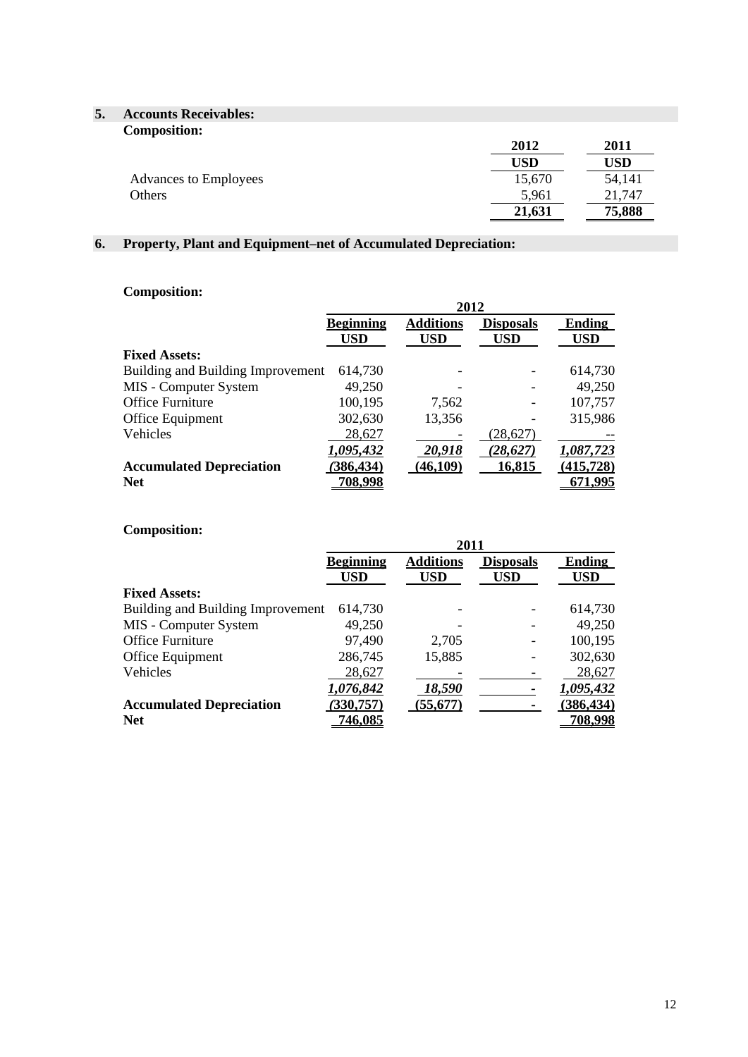## 5. Accounts Receivables:

**Composition:**

| | 2012 | 2011 |
|---|---|---|
| | USD | USD |
| Advances to Employees | 15,670 | 54,141 |
| Others | 5,961 | 21,747 |
| | **21,631** | **75,888** |

## 6. Property, Plant and Equipment–net of Accumulated Depreciation:

**Composition:**

| | 2012 | | | |
|---|---|---|---|---|
| | **Beginning USD** | **Additions USD** | **Disposals USD** | **Ending USD** |
| **Fixed Assets:** | | | | |
| Building and Building Improvement | 614,730 | - | - | 614,730 |
| MIS - Computer System | 49,250 | - | - | 49,250 |
| Office Furniture | 100,195 | 7,562 | - | 107,757 |
| Office Equipment | 302,630 | 13,356 | - | 315,986 |
| Vehicles | 28,627 | - | (28,627) | -- |
| | *1,095,432* | *20,918* | *(28,627)* | *1,087,723* |
| **Accumulated Depreciation** | **(386,434)** | **(46,109)** | **16,815** | **(415,728)** |
| **Net** | **708,998** | | | **671,995** |

**Composition:**

| | 2011 | | | |
|---|---|---|---|---|
| | **Beginning USD** | **Additions USD** | **Disposals USD** | **Ending USD** |
| **Fixed Assets:** | | | | |
| Building and Building Improvement | 614,730 | - | - | 614,730 |
| MIS - Computer System | 49,250 | - | - | 49,250 |
| Office Furniture | 97,490 | 2,705 | - | 100,195 |
| Office Equipment | 286,745 | 15,885 | - | 302,630 |
| Vehicles | 28,627 | - | - | 28,627 |
| | *1,076,842* | *18,590* | - | *1,095,432* |
| **Accumulated Depreciation** | **(330,757)** | **(55,677)** | - | **(386,434)** |
| **Net** | **746,085** | | | **708,998** |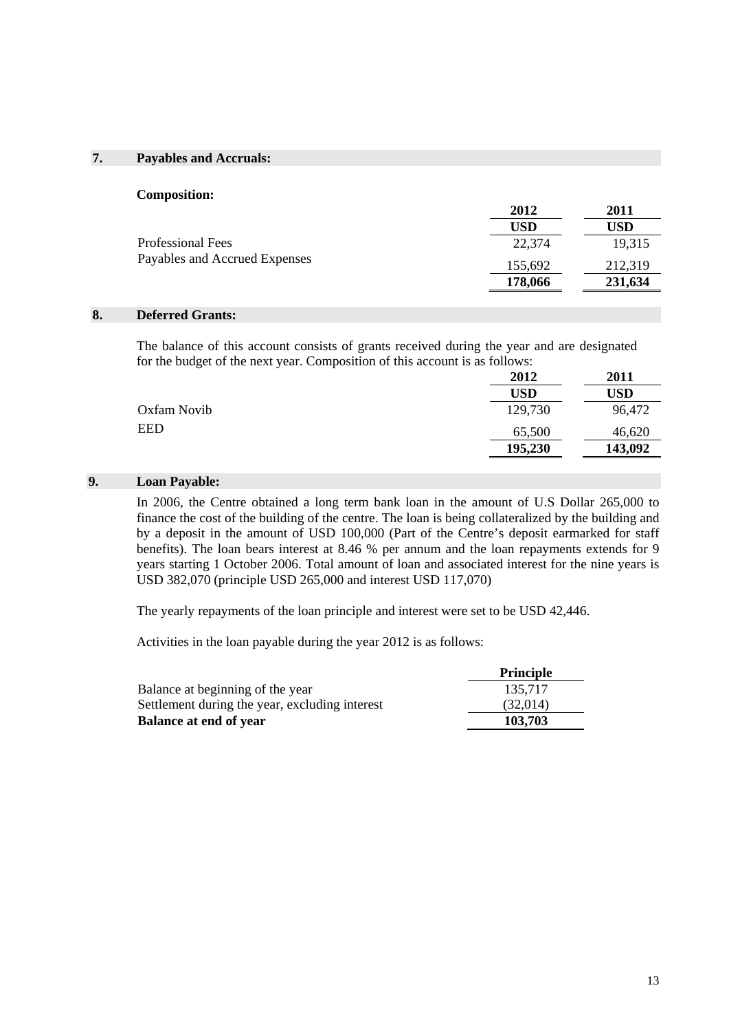## 7. Payables and Accruals:

**Composition:**

| | 2012 | 2011 |
|---|---|---|
| | USD | USD |
| Professional Fees | 22,374 | 19,315 |
| Payables and Accrued Expenses | 155,692 | 212,319 |
| | **178,066** | **231,634** |

## 8. Deferred Grants:

The balance of this account consists of grants received during the year and are designated for the budget of the next year. Composition of this account is as follows:

| | 2012 | 2011 |
|---|---|---|
| | USD | USD |
| Oxfam Novib | 129,730 | 96,472 |
| EED | 65,500 | 46,620 |
| | **195,230** | **143,092** |

## 9. Loan Payable:

In 2006, the Centre obtained a long term bank loan in the amount of U.S Dollar 265,000 to finance the cost of the building of the centre. The loan is being collateralized by the building and by a deposit in the amount of USD 100,000 (Part of the Centre's deposit earmarked for staff benefits). The loan bears interest at 8.46 % per annum and the loan repayments extends for 9 years starting 1 October 2006. Total amount of loan and associated interest for the nine years is USD 382,070 (principle USD 265,000 and interest USD 117,070)

The yearly repayments of the loan principle and interest were set to be USD 42,446.

Activities in the loan payable during the year 2012 is as follows:

| | Principle |
|---|---|
| Balance at beginning of the year | 135,717 |
| Settlement during the year, excluding interest | (32,014) |
| **Balance at end of year** | **103,703** |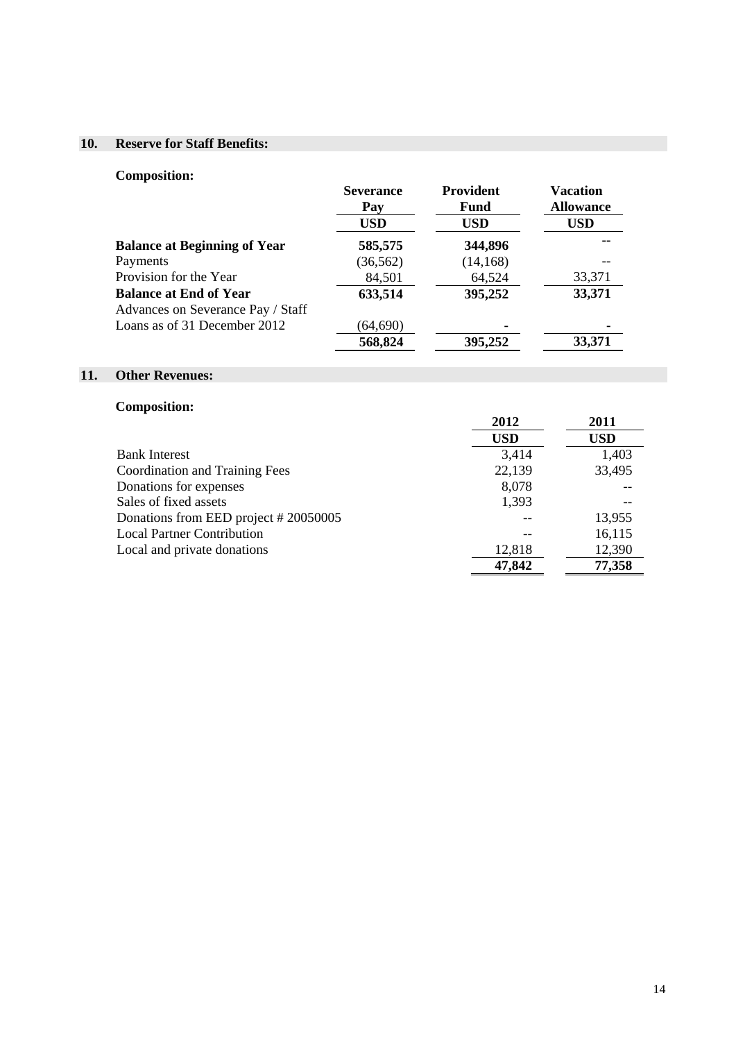## 10. Reserve for Staff Benefits:

**Composition:**

| | Severance Pay | Provident Fund | Vacation Allowance |
|---|---|---|---|
| | USD | USD | USD |
| **Balance at Beginning of Year** | **585,575** | **344,896** | **--** |
| Payments | (36,562) | (14,168) | -- |
| Provision for the Year | 84,501 | 64,524 | 33,371 |
| **Balance at End of Year** | **633,514** | **395,252** | **33,371** |
| Advances on Severance Pay / Staff Loans as of 31 December 2012 | (64,690) | - | - |
| | **568,824** | **395,252** | **33,371** |

## 11. Other Revenues:

**Composition:**

| | 2012 | 2011 |
|---|---|---|
| | USD | USD |
| Bank Interest | 3,414 | 1,403 |
| Coordination and Training Fees | 22,139 | 33,495 |
| Donations for expenses | 8,078 | -- |
| Sales of fixed assets | 1,393 | -- |
| Donations from EED project # 20050005 | -- | 13,955 |
| Local Partner Contribution | -- | 16,115 |
| Local and private donations | 12,818 | 12,390 |
| | **47,842** | **77,358** |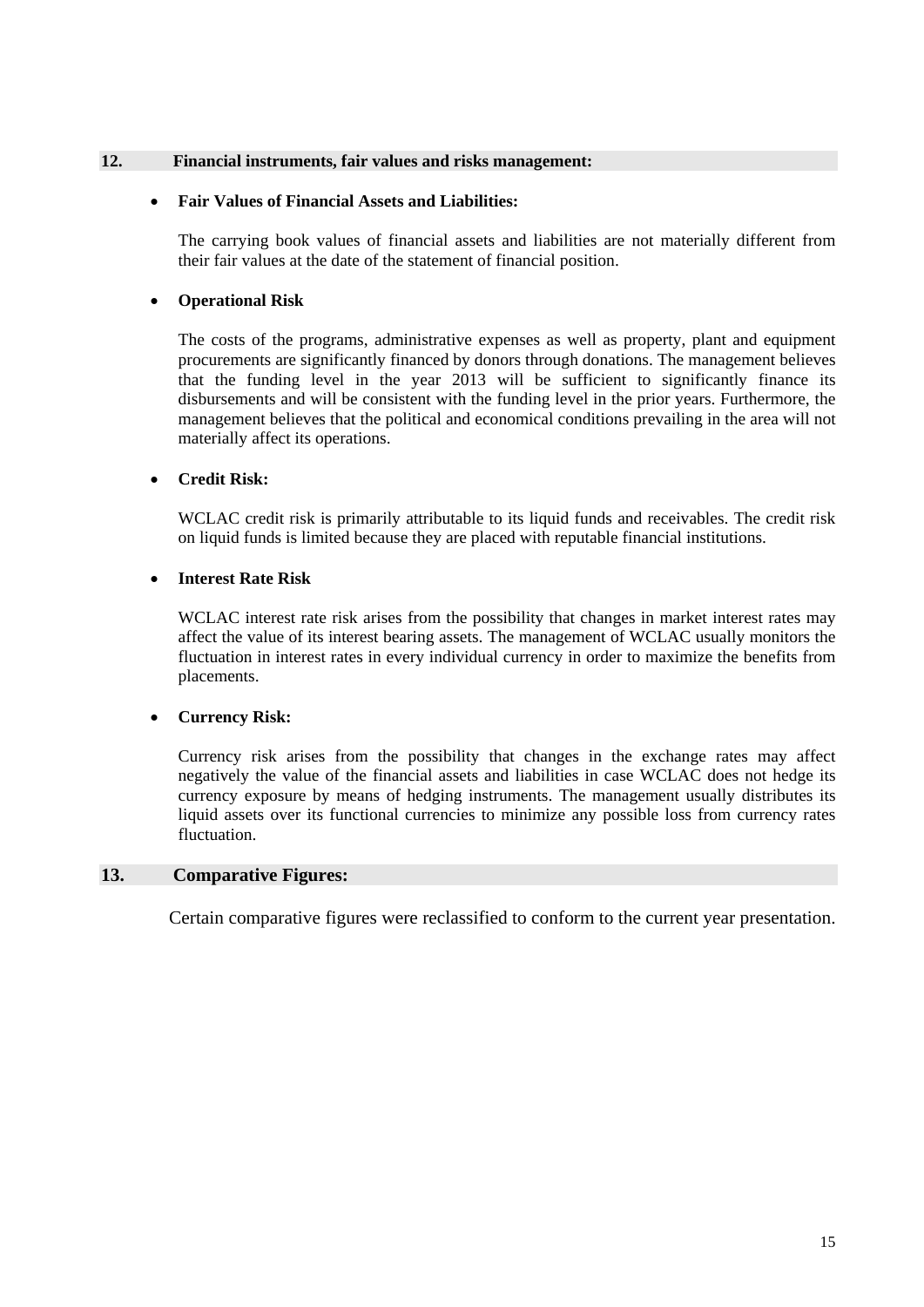## 12. Financial instruments, fair values and risks management:

- **Fair Values of Financial Assets and Liabilities:**

  The carrying book values of financial assets and liabilities are not materially different from their fair values at the date of the statement of financial position.

- **Operational Risk**

  The costs of the programs, administrative expenses as well as property, plant and equipment procurements are significantly financed by donors through donations. The management believes that the funding level in the year 2013 will be sufficient to significantly finance its disbursements and will be consistent with the funding level in the prior years. Furthermore, the management believes that the political and economical conditions prevailing in the area will not materially affect its operations.

- **Credit Risk:**

  WCLAC credit risk is primarily attributable to its liquid funds and receivables. The credit risk on liquid funds is limited because they are placed with reputable financial institutions.

- **Interest Rate Risk**

  WCLAC interest rate risk arises from the possibility that changes in market interest rates may affect the value of its interest bearing assets. The management of WCLAC usually monitors the fluctuation in interest rates in every individual currency in order to maximize the benefits from placements.

- **Currency Risk:**

  Currency risk arises from the possibility that changes in the exchange rates may affect negatively the value of the financial assets and liabilities in case WCLAC does not hedge its currency exposure by means of hedging instruments. The management usually distributes its liquid assets over its functional currencies to minimize any possible loss from currency rates fluctuation.

## 13. Comparative Figures:

Certain comparative figures were reclassified to conform to the current year presentation.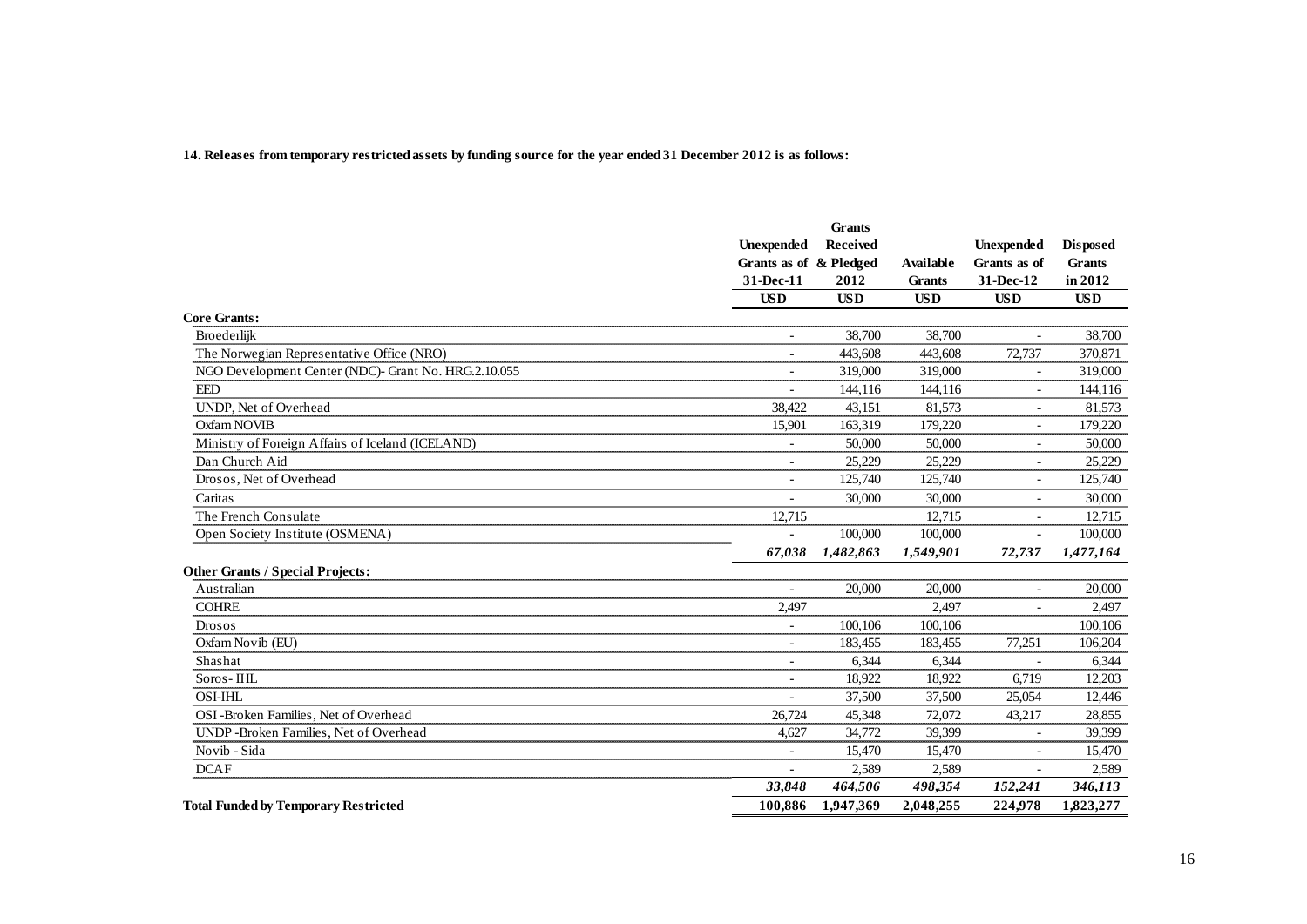**14. Releases from temporary restricted assets by funding source for the year ended 31 December 2012 is as follows:**

| | Unexpended Grants as of 31-Dec-11 | Grants Received & Pledged 2012 | Available Grants | Unexpended Grants as of 31-Dec-12 | Disposed Grants in 2012 |
|---|---|---|---|---|---|
| | USD | USD | USD | USD | USD |
| **Core Grants:** | | | | | |
| Broederlijk | - | 38,700 | 38,700 | - | 38,700 |
| The Norwegian Representative Office (NRO) | - | 443,608 | 443,608 | 72,737 | 370,871 |
| NGO Development Center (NDC)- Grant No. HRG.2.10.055 | - | 319,000 | 319,000 | - | 319,000 |
| EED | - | 144,116 | 144,116 | - | 144,116 |
| UNDP, Net of Overhead | 38,422 | 43,151 | 81,573 | - | 81,573 |
| Oxfam NOVIB | 15,901 | 163,319 | 179,220 | - | 179,220 |
| Ministry of Foreign Affairs of Iceland (ICELAND) | - | 50,000 | 50,000 | - | 50,000 |
| Dan Church Aid | - | 25,229 | 25,229 | - | 25,229 |
| Drosos, Net of Overhead | - | 125,740 | 125,740 | - | 125,740 |
| Caritas | - | 30,000 | 30,000 | - | 30,000 |
| The French Consulate | 12,715 | | 12,715 | - | 12,715 |
| Open Society Institute (OSMENA) | - | 100,000 | 100,000 | - | 100,000 |
| | *67,038* | *1,482,863* | *1,549,901* | *72,737* | *1,477,164* |
| **Other Grants / Special Projects:** | | | | | |
| Australian | - | 20,000 | 20,000 | - | 20,000 |
| COHRE | 2,497 | | 2,497 | - | 2,497 |
| Drosos | - | 100,106 | 100,106 | | 100,106 |
| Oxfam Novib (EU) | - | 183,455 | 183,455 | 77,251 | 106,204 |
| Shashat | - | 6,344 | 6,344 | - | 6,344 |
| Soros- IHL | - | 18,922 | 18,922 | 6,719 | 12,203 |
| OSI-IHL | - | 37,500 | 37,500 | 25,054 | 12,446 |
| OSI -Broken Families, Net of Overhead | 26,724 | 45,348 | 72,072 | 43,217 | 28,855 |
| UNDP -Broken Families, Net of Overhead | 4,627 | 34,772 | 39,399 | - | 39,399 |
| Novib - Sida | - | 15,470 | 15,470 | - | 15,470 |
| DCAF | - | 2,589 | 2,589 | - | 2,589 |
| | *33,848* | *464,506* | *498,354* | *152,241* | *346,113* |
| **Total Funded by Temporary Restricted** | **100,886** | **1,947,369** | **2,048,255** | **224,978** | **1,823,277** |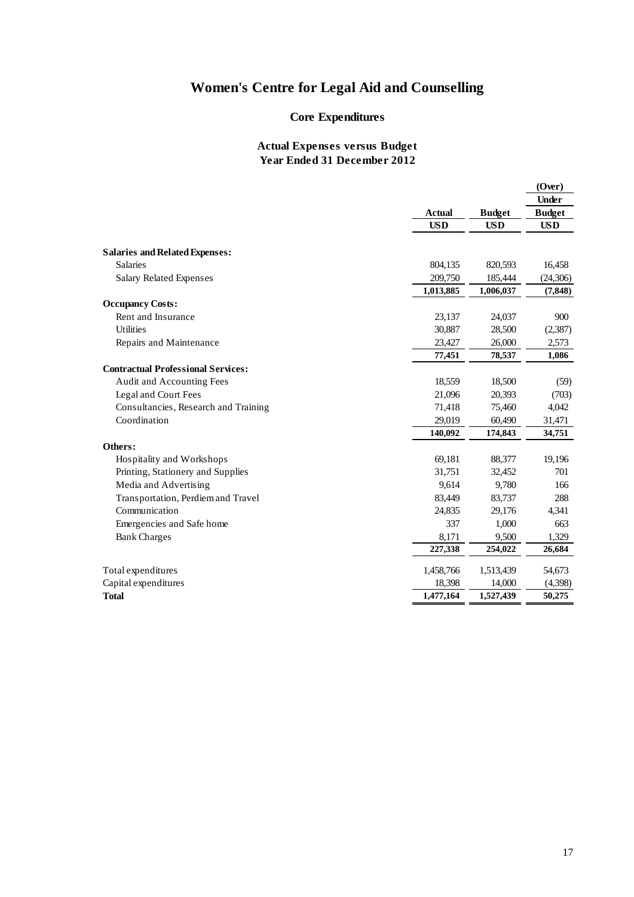# Women's Centre for Legal Aid and Counselling

## Core Expenditures

### Actual Expenses versus Budget
### Year Ended 31 December 2012

| | Actual | Budget | (Over) Under Budget |
|---|---|---|---|
| | USD | USD | USD |
| **Salaries and Related Expenses:** | | | |
| Salaries | 804,135 | 820,593 | 16,458 |
| Salary Related Expenses | 209,750 | 185,444 | (24,306) |
| | **1,013,885** | **1,006,037** | **(7,848)** |
| **Occupancy Costs:** | | | |
| Rent and Insurance | 23,137 | 24,037 | 900 |
| Utilities | 30,887 | 28,500 | (2,387) |
| Repairs and Maintenance | 23,427 | 26,000 | 2,573 |
| | **77,451** | **78,537** | **1,086** |
| **Contractual Professional Services:** | | | |
| Audit and Accounting Fees | 18,559 | 18,500 | (59) |
| Legal and Court Fees | 21,096 | 20,393 | (703) |
| Consultancies, Research and Training | 71,418 | 75,460 | 4,042 |
| Coordination | 29,019 | 60,490 | 31,471 |
| | **140,092** | **174,843** | **34,751** |
| **Others:** | | | |
| Hospitality and Workshops | 69,181 | 88,377 | 19,196 |
| Printing, Stationery and Supplies | 31,751 | 32,452 | 701 |
| Media and Advertising | 9,614 | 9,780 | 166 |
| Transportation, Perdiem and Travel | 83,449 | 83,737 | 288 |
| Communication | 24,835 | 29,176 | 4,341 |
| Emergencies and Safe home | 337 | 1,000 | 663 |
| Bank Charges | 8,171 | 9,500 | 1,329 |
| | **227,338** | **254,022** | **26,684** |
| Total expenditures | 1,458,766 | 1,513,439 | 54,673 |
| Capital expenditures | 18,398 | 14,000 | (4,398) |
| **Total** | **1,477,164** | **1,527,439** | **50,275** |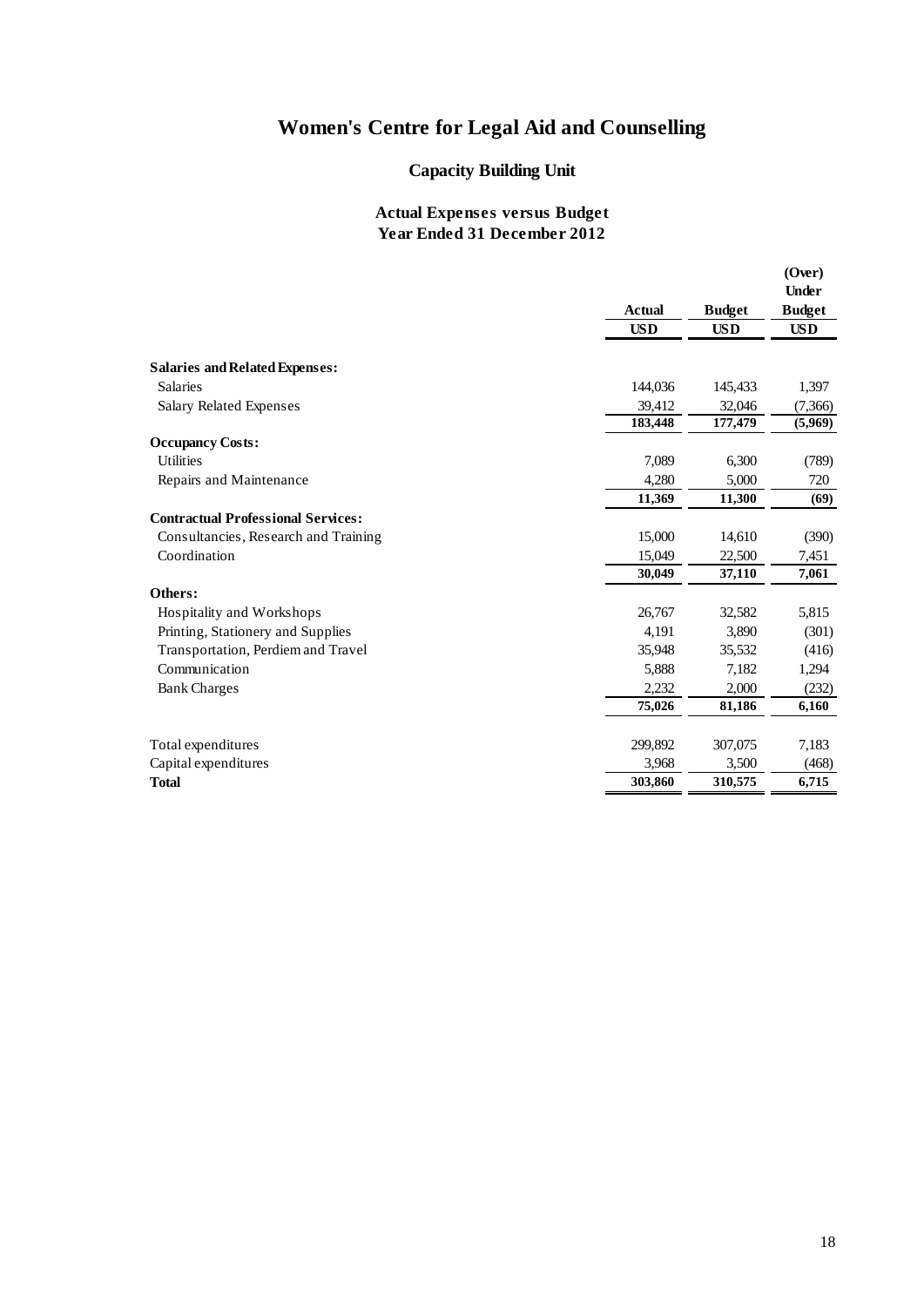# Women's Centre for Legal Aid and Counselling

## Capacity Building Unit

### Actual Expenses versus Budget
### Year Ended 31 December 2012

| | Actual | Budget | (Over) Under Budget |
|---|---|---|---|
| | USD | USD | USD |
| **Salaries and Related Expenses:** | | | |
| Salaries | 144,036 | 145,433 | 1,397 |
| Salary Related Expenses | 39,412 | 32,046 | (7,366) |
| | **183,448** | **177,479** | **(5,969)** |
| **Occupancy Costs:** | | | |
| Utilities | 7,089 | 6,300 | (789) |
| Repairs and Maintenance | 4,280 | 5,000 | 720 |
| | **11,369** | **11,300** | **(69)** |
| **Contractual Professional Services:** | | | |
| Consultancies, Research and Training | 15,000 | 14,610 | (390) |
| Coordination | 15,049 | 22,500 | 7,451 |
| | **30,049** | **37,110** | **7,061** |
| **Others:** | | | |
| Hospitality and Workshops | 26,767 | 32,582 | 5,815 |
| Printing, Stationery and Supplies | 4,191 | 3,890 | (301) |
| Transportation, Perdiem and Travel | 35,948 | 35,532 | (416) |
| Communication | 5,888 | 7,182 | 1,294 |
| Bank Charges | 2,232 | 2,000 | (232) |
| | **75,026** | **81,186** | **6,160** |
| Total expenditures | 299,892 | 307,075 | 7,183 |
| Capital expenditures | 3,968 | 3,500 | (468) |
| **Total** | **303,860** | **310,575** | **6,715** |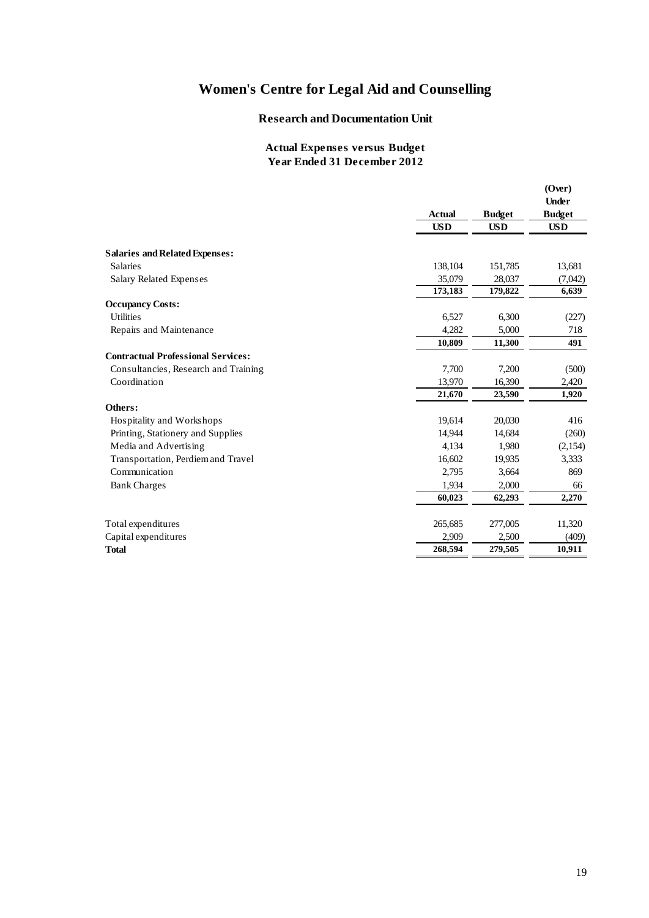# Women's Centre for Legal Aid and Counselling

## Research and Documentation Unit

### Actual Expenses versus Budget
### Year Ended 31 December 2012

| | Actual | Budget | (Over) Under Budget |
|---|---|---|---|
| | USD | USD | USD |
| **Salaries and Related Expenses:** | | | |
| Salaries | 138,104 | 151,785 | 13,681 |
| Salary Related Expenses | 35,079 | 28,037 | (7,042) |
| | **173,183** | **179,822** | **6,639** |
| **Occupancy Costs:** | | | |
| Utilities | 6,527 | 6,300 | (227) |
| Repairs and Maintenance | 4,282 | 5,000 | 718 |
| | **10,809** | **11,300** | **491** |
| **Contractual Professional Services:** | | | |
| Consultancies, Research and Training | 7,700 | 7,200 | (500) |
| Coordination | 13,970 | 16,390 | 2,420 |
| | **21,670** | **23,590** | **1,920** |
| **Others:** | | | |
| Hospitality and Workshops | 19,614 | 20,030 | 416 |
| Printing, Stationery and Supplies | 14,944 | 14,684 | (260) |
| Media and Advertising | 4,134 | 1,980 | (2,154) |
| Transportation, Perdiem and Travel | 16,602 | 19,935 | 3,333 |
| Communication | 2,795 | 3,664 | 869 |
| Bank Charges | 1,934 | 2,000 | 66 |
| | **60,023** | **62,293** | **2,270** |
| Total expenditures | 265,685 | 277,005 | 11,320 |
| Capital expenditures | 2,909 | 2,500 | (409) |
| **Total** | **268,594** | **279,505** | **10,911** |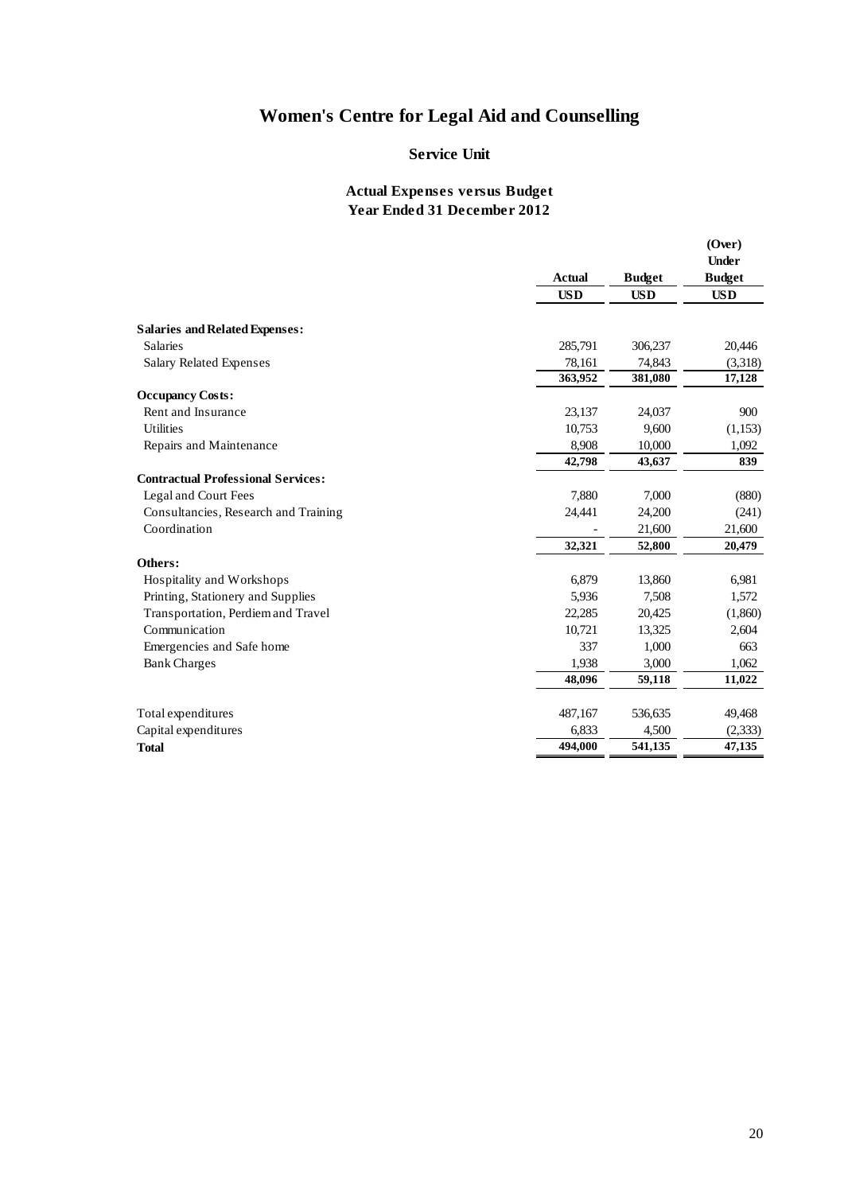# Women's Centre for Legal Aid and Counselling

## Service Unit

### Actual Expenses versus Budget
### Year Ended 31 December 2012

| | Actual | Budget | (Over) Under Budget |
|---|---|---|---|
| | USD | USD | USD |
| **Salaries and Related Expenses:** | | | |
| Salaries | 285,791 | 306,237 | 20,446 |
| Salary Related Expenses | 78,161 | 74,843 | (3,318) |
| | **363,952** | **381,080** | **17,128** |
| **Occupancy Costs:** | | | |
| Rent and Insurance | 23,137 | 24,037 | 900 |
| Utilities | 10,753 | 9,600 | (1,153) |
| Repairs and Maintenance | 8,908 | 10,000 | 1,092 |
| | **42,798** | **43,637** | **839** |
| **Contractual Professional Services:** | | | |
| Legal and Court Fees | 7,880 | 7,000 | (880) |
| Consultancies, Research and Training | 24,441 | 24,200 | (241) |
| Coordination | - | 21,600 | 21,600 |
| | **32,321** | **52,800** | **20,479** |
| **Others:** | | | |
| Hospitality and Workshops | 6,879 | 13,860 | 6,981 |
| Printing, Stationery and Supplies | 5,936 | 7,508 | 1,572 |
| Transportation, Perdiem and Travel | 22,285 | 20,425 | (1,860) |
| Communication | 10,721 | 13,325 | 2,604 |
| Emergencies and Safe home | 337 | 1,000 | 663 |
| Bank Charges | 1,938 | 3,000 | 1,062 |
| | **48,096** | **59,118** | **11,022** |
| Total expenditures | 487,167 | 536,635 | 49,468 |
| Capital expenditures | 6,833 | 4,500 | (2,333) |
| **Total** | **494,000** | **541,135** | **47,135** |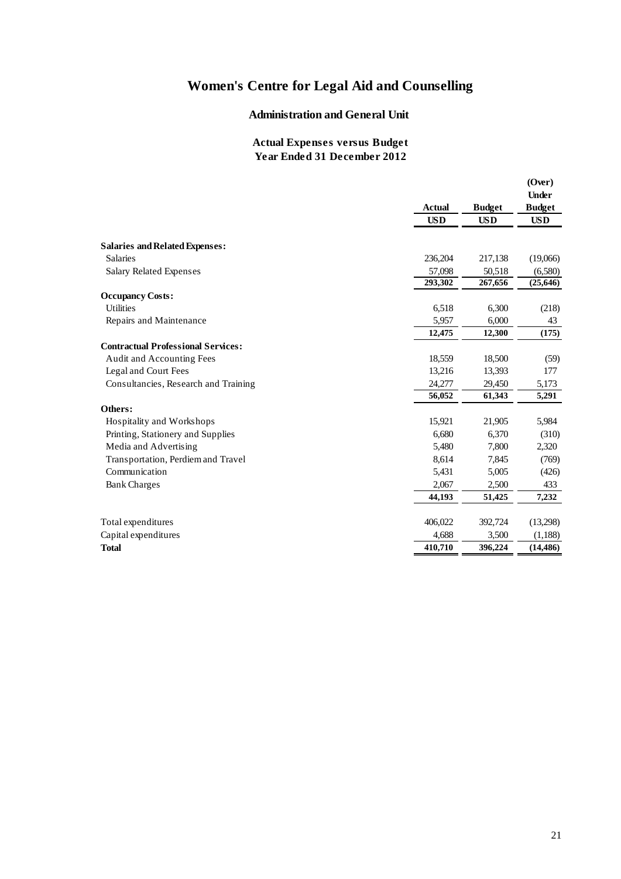# Women's Centre for Legal Aid and Counselling

## Administration and General Unit

### Actual Expenses versus Budget
### Year Ended 31 December 2012

| | Actual | Budget | (Over) Under Budget |
|---|---|---|---|
| | USD | USD | USD |
| **Salaries and Related Expenses:** | | | |
| Salaries | 236,204 | 217,138 | (19,066) |
| Salary Related Expenses | 57,098 | 50,518 | (6,580) |
| | **293,302** | **267,656** | **(25,646)** |
| **Occupancy Costs:** | | | |
| Utilities | 6,518 | 6,300 | (218) |
| Repairs and Maintenance | 5,957 | 6,000 | 43 |
| | **12,475** | **12,300** | **(175)** |
| **Contractual Professional Services:** | | | |
| Audit and Accounting Fees | 18,559 | 18,500 | (59) |
| Legal and Court Fees | 13,216 | 13,393 | 177 |
| Consultancies, Research and Training | 24,277 | 29,450 | 5,173 |
| | **56,052** | **61,343** | **5,291** |
| **Others:** | | | |
| Hospitality and Workshops | 15,921 | 21,905 | 5,984 |
| Printing, Stationery and Supplies | 6,680 | 6,370 | (310) |
| Media and Advertising | 5,480 | 7,800 | 2,320 |
| Transportation, Perdiem and Travel | 8,614 | 7,845 | (769) |
| Communication | 5,431 | 5,005 | (426) |
| Bank Charges | 2,067 | 2,500 | 433 |
| | **44,193** | **51,425** | **7,232** |
| Total expenditures | 406,022 | 392,724 | (13,298) |
| Capital expenditures | 4,688 | 3,500 | (1,188) |
| **Total** | **410,710** | **396,224** | **(14,486)** |